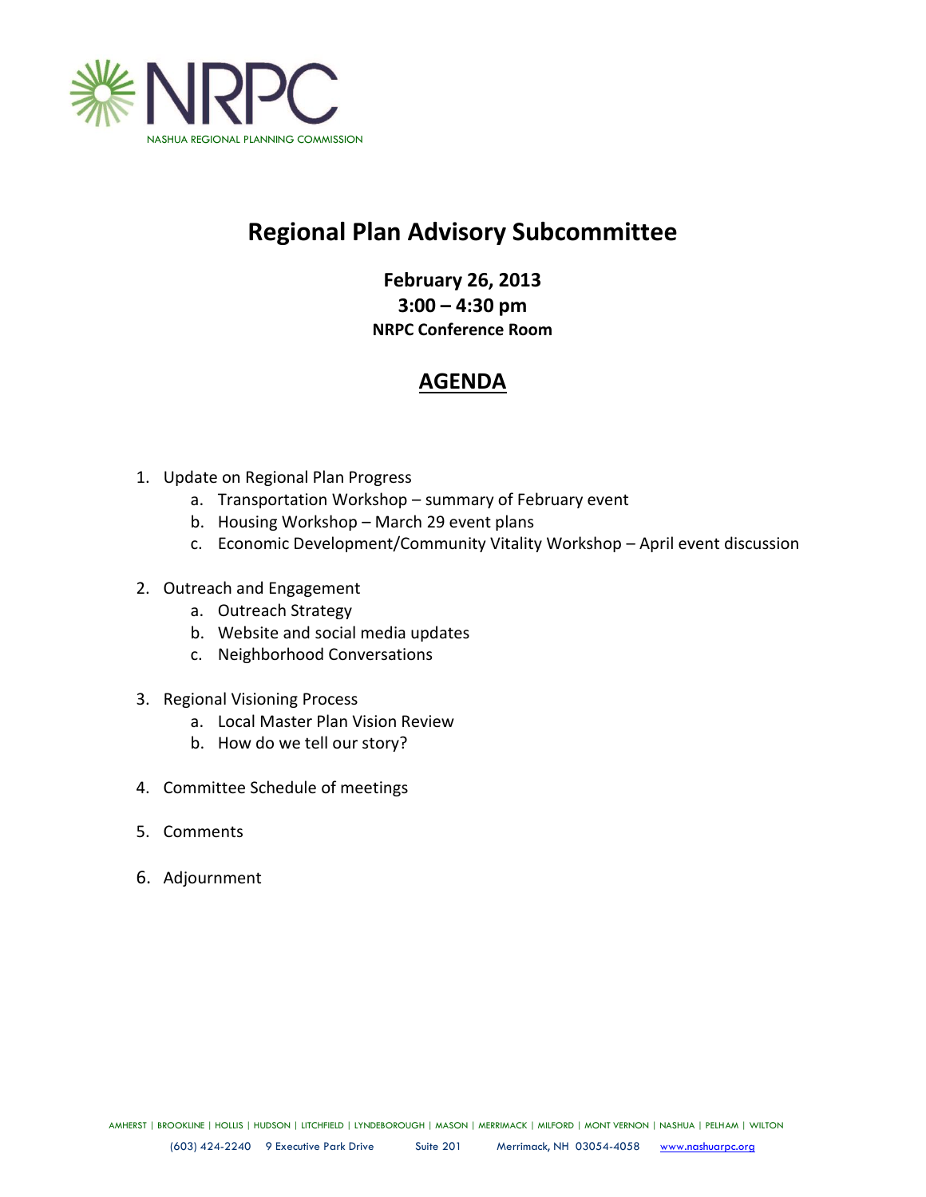NRPC

NASHUA REGIONAL PLANNING COMMISSION

# Regional Plan Advisory Subcommittee

**February 26, 2013**
**3:00 – 4:30 pm**
**NRPC Conference Room**

## AGENDA

1. Update on Regional Plan Progress
   a. Transportation Workshop – summary of February event
   b. Housing Workshop – March 29 event plans
   c. Economic Development/Community Vitality Workshop – April event discussion

2. Outreach and Engagement
   a. Outreach Strategy
   b. Website and social media updates
   c. Neighborhood Conversations

3. Regional Visioning Process
   a. Local Master Plan Vision Review
   b. How do we tell our story?

4. Committee Schedule of meetings

5. Comments

6. Adjournment

AMHERST | BROOKLINE | HOLLIS | HUDSON | LITCHFIELD | LYNDEBOROUGH | MASON | MERRIMACK | MILFORD | MONT VERNON | NASHUA | PELHAM | WILTON

(603) 424-2240 9 Executive Park Drive Suite 201 Merrimack, NH 03054-4058 www.nashuarpc.org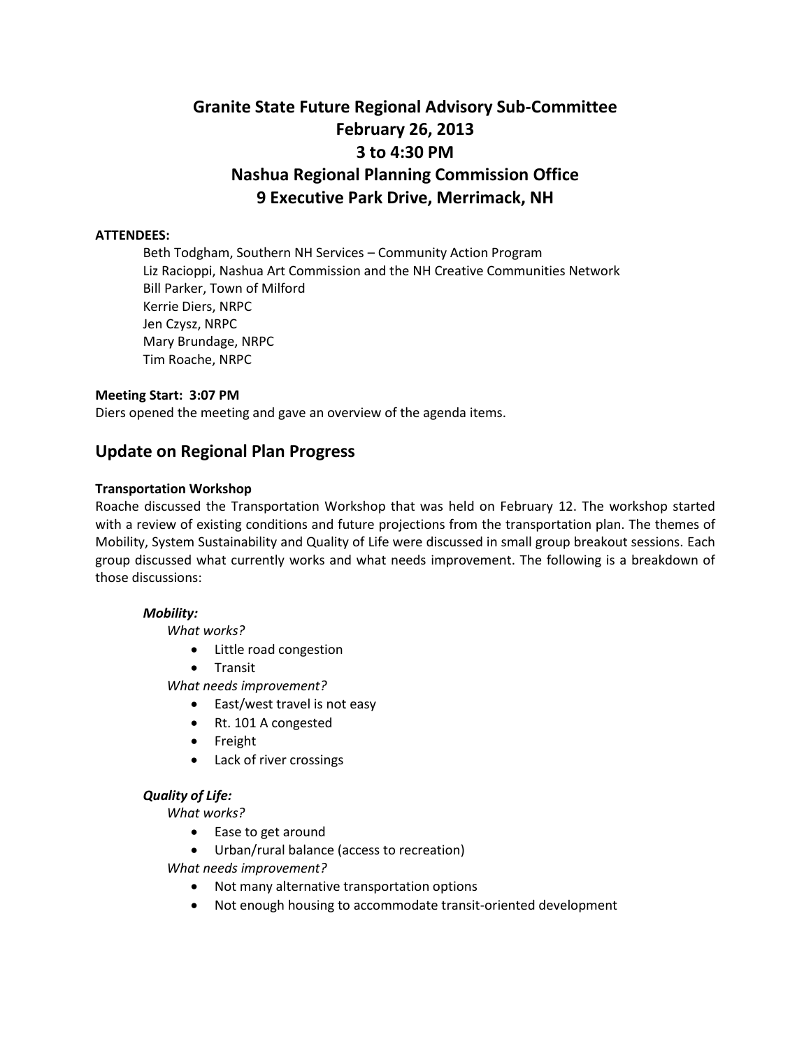# Granite State Future Regional Advisory Sub-Committee
# February 26, 2013
# 3 to 4:30 PM
# Nashua Regional Planning Commission Office
# 9 Executive Park Drive, Merrimack, NH

**ATTENDEES:**

Beth Todgham, Southern NH Services – Community Action Program
Liz Racioppi, Nashua Art Commission and the NH Creative Communities Network
Bill Parker, Town of Milford
Kerrie Diers, NRPC
Jen Czysz, NRPC
Mary Brundage, NRPC
Tim Roache, NRPC

**Meeting Start: 3:07 PM**

Diers opened the meeting and gave an overview of the agenda items.

## Update on Regional Plan Progress

**Transportation Workshop**

Roache discussed the Transportation Workshop that was held on February 12. The workshop started with a review of existing conditions and future projections from the transportation plan. The themes of Mobility, System Sustainability and Quality of Life were discussed in small group breakout sessions. Each group discussed what currently works and what needs improvement. The following is a breakdown of those discussions:

***Mobility:***

*What works?*

- Little road congestion
- Transit

*What needs improvement?*

- East/west travel is not easy
- Rt. 101 A congested
- Freight
- Lack of river crossings

***Quality of Life:***

*What works?*

- Ease to get around
- Urban/rural balance (access to recreation)

*What needs improvement?*

- Not many alternative transportation options
- Not enough housing to accommodate transit-oriented development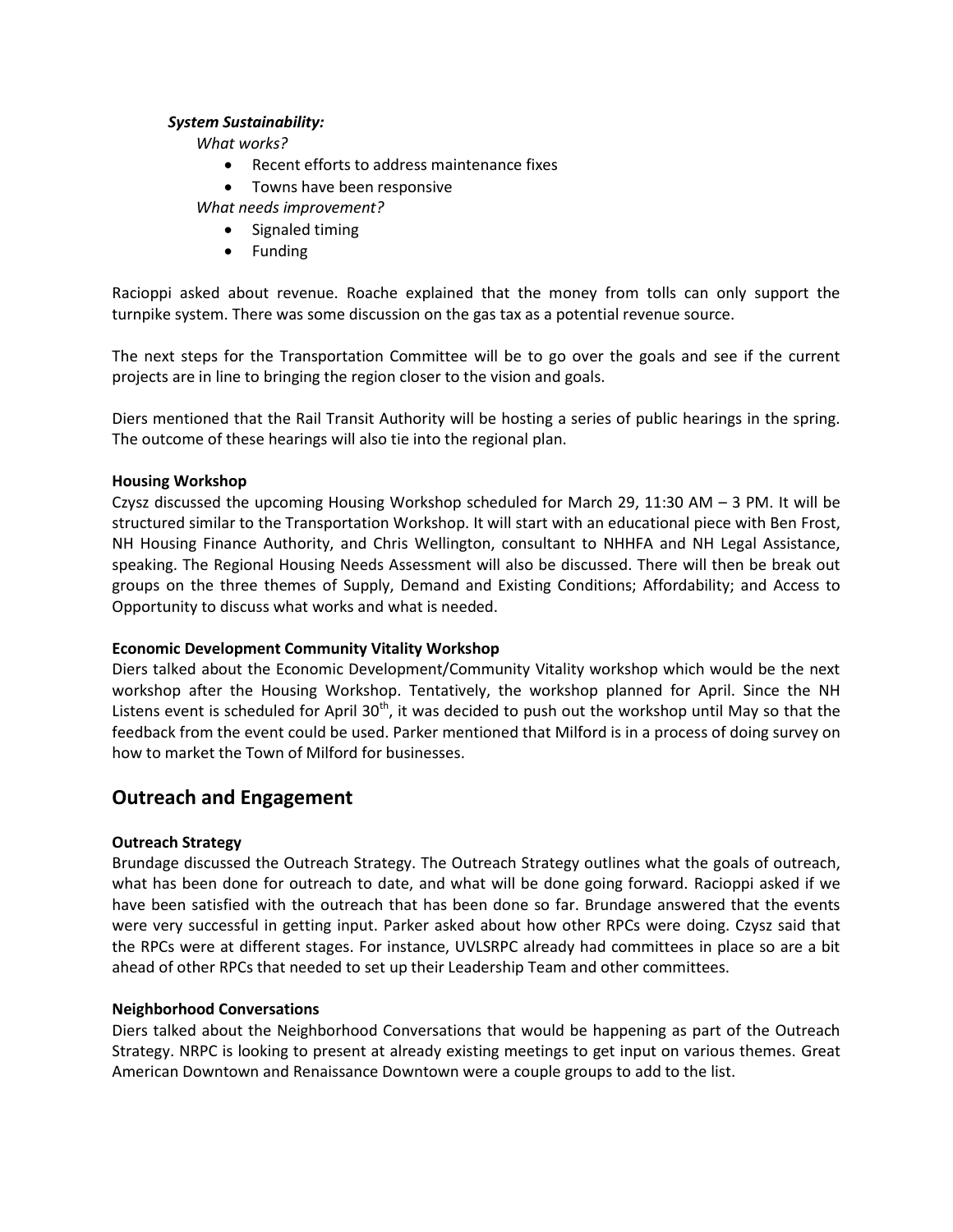***System Sustainability:***

*What works?*

- Recent efforts to address maintenance fixes
- Towns have been responsive

*What needs improvement?*

- Signaled timing
- Funding

Racioppi asked about revenue. Roache explained that the money from tolls can only support the turnpike system. There was some discussion on the gas tax as a potential revenue source.

The next steps for the Transportation Committee will be to go over the goals and see if the current projects are in line to bringing the region closer to the vision and goals.

Diers mentioned that the Rail Transit Authority will be hosting a series of public hearings in the spring. The outcome of these hearings will also tie into the regional plan.

**Housing Workshop**

Czysz discussed the upcoming Housing Workshop scheduled for March 29, 11:30 AM – 3 PM. It will be structured similar to the Transportation Workshop. It will start with an educational piece with Ben Frost, NH Housing Finance Authority, and Chris Wellington, consultant to NHHFA and NH Legal Assistance, speaking. The Regional Housing Needs Assessment will also be discussed. There will then be break out groups on the three themes of Supply, Demand and Existing Conditions; Affordability; and Access to Opportunity to discuss what works and what is needed.

**Economic Development Community Vitality Workshop**

Diers talked about the Economic Development/Community Vitality workshop which would be the next workshop after the Housing Workshop. Tentatively, the workshop planned for April. Since the NH Listens event is scheduled for April 30th, it was decided to push out the workshop until May so that the feedback from the event could be used. Parker mentioned that Milford is in a process of doing survey on how to market the Town of Milford for businesses.

## Outreach and Engagement

**Outreach Strategy**

Brundage discussed the Outreach Strategy. The Outreach Strategy outlines what the goals of outreach, what has been done for outreach to date, and what will be done going forward. Racioppi asked if we have been satisfied with the outreach that has been done so far. Brundage answered that the events were very successful in getting input. Parker asked about how other RPCs were doing. Czysz said that the RPCs were at different stages. For instance, UVLSRPC already had committees in place so are a bit ahead of other RPCs that needed to set up their Leadership Team and other committees.

**Neighborhood Conversations**

Diers talked about the Neighborhood Conversations that would be happening as part of the Outreach Strategy. NRPC is looking to present at already existing meetings to get input on various themes. Great American Downtown and Renaissance Downtown were a couple groups to add to the list.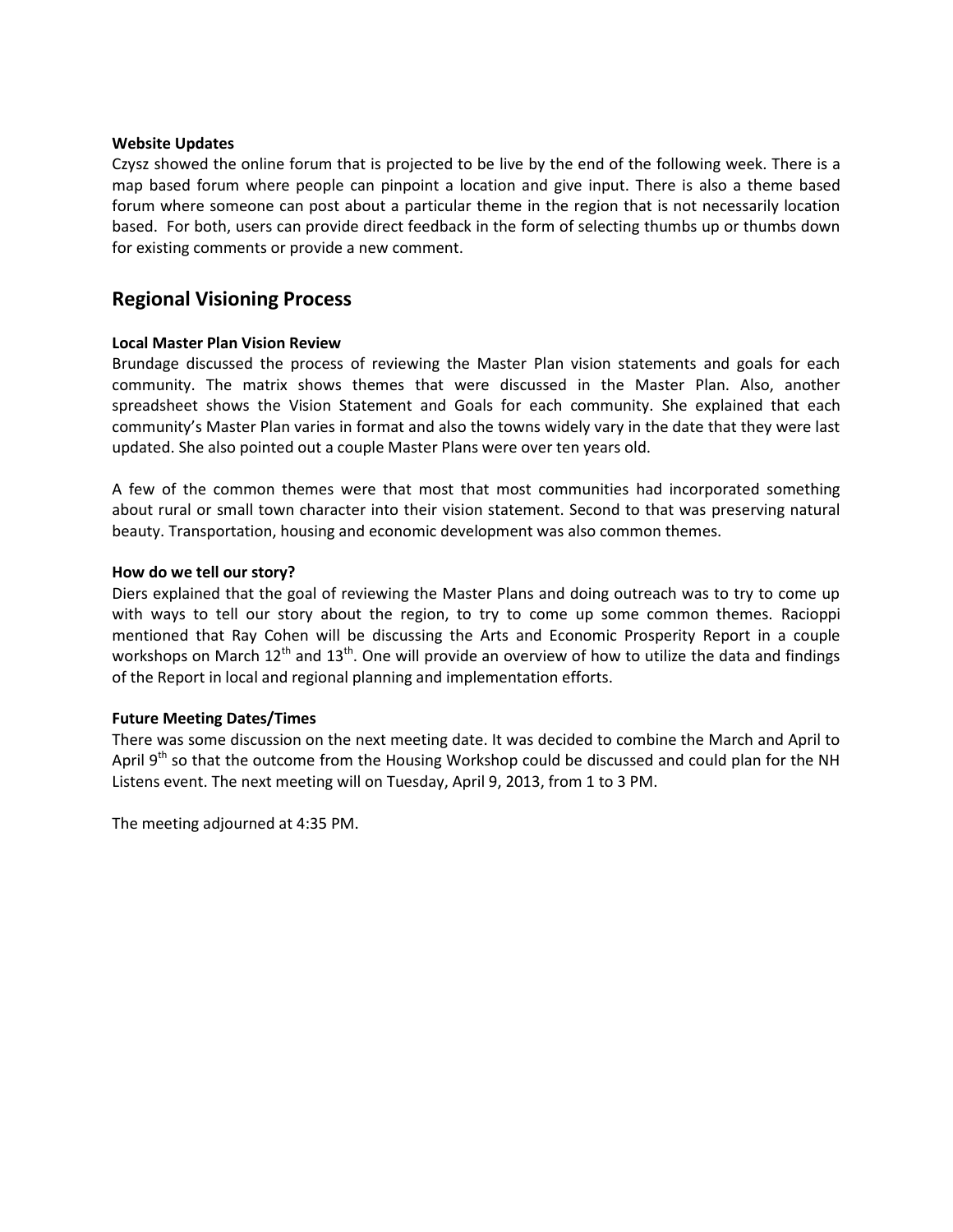**Website Updates**

Czysz showed the online forum that is projected to be live by the end of the following week. There is a map based forum where people can pinpoint a location and give input. There is also a theme based forum where someone can post about a particular theme in the region that is not necessarily location based. For both, users can provide direct feedback in the form of selecting thumbs up or thumbs down for existing comments or provide a new comment.

## Regional Visioning Process

**Local Master Plan Vision Review**

Brundage discussed the process of reviewing the Master Plan vision statements and goals for each community. The matrix shows themes that were discussed in the Master Plan. Also, another spreadsheet shows the Vision Statement and Goals for each community. She explained that each community's Master Plan varies in format and also the towns widely vary in the date that they were last updated. She also pointed out a couple Master Plans were over ten years old.

A few of the common themes were that most that most communities had incorporated something about rural or small town character into their vision statement. Second to that was preserving natural beauty. Transportation, housing and economic development was also common themes.

**How do we tell our story?**

Diers explained that the goal of reviewing the Master Plans and doing outreach was to try to come up with ways to tell our story about the region, to try to come up some common themes. Racioppi mentioned that Ray Cohen will be discussing the Arts and Economic Prosperity Report in a couple workshops on March 12th and 13th. One will provide an overview of how to utilize the data and findings of the Report in local and regional planning and implementation efforts.

**Future Meeting Dates/Times**

There was some discussion on the next meeting date. It was decided to combine the March and April to April 9th so that the outcome from the Housing Workshop could be discussed and could plan for the NH Listens event. The next meeting will on Tuesday, April 9, 2013, from 1 to 3 PM.

The meeting adjourned at 4:35 PM.